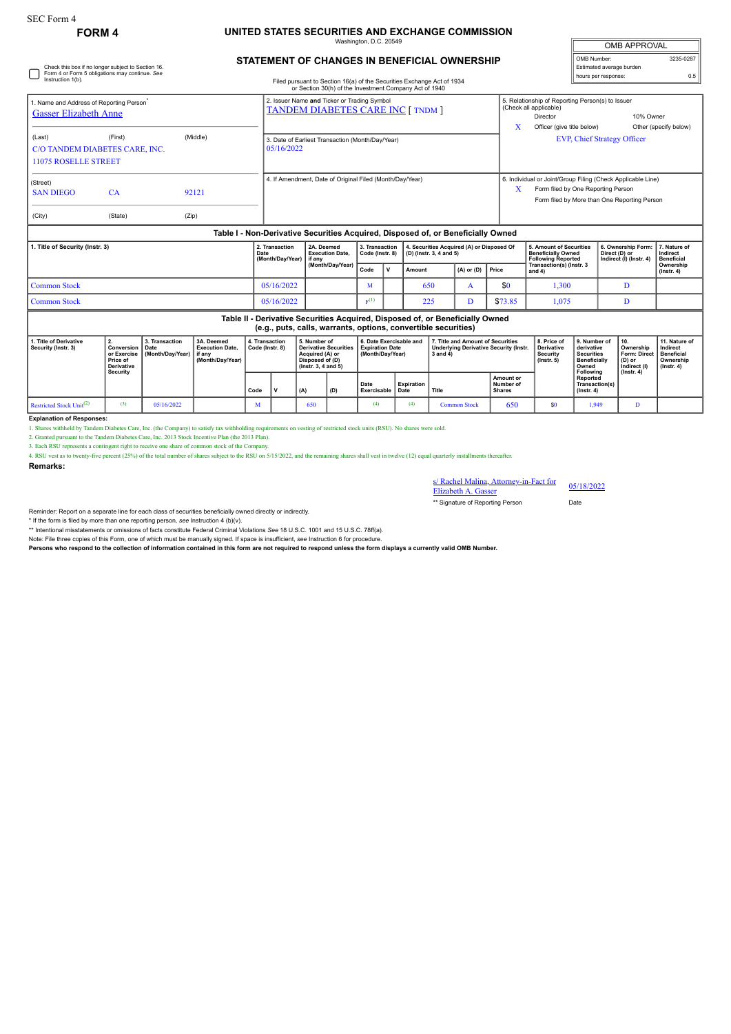SEC Form 4

**FORM 4**

# UNITED STATES SECURITIES AND EXCHANGE COMMISSION

Washington, D.C. 20549

## STATEMENT OF CHANGES IN BENEFICIAL OWNERSHIP

Filed pursuant to Section 16(a) of the Securities Exchange Act of 1934
or Section 30(h) of the Investment Company Act of 1940

| OMB APPROVAL | |
|---|---|
| OMB Number: | 3235-0287 |
| Estimated average burden | |
| hours per response: | 0.5 |

☐ Check this box if no longer subject to Section 16. Form 4 or Form 5 obligations may continue. *See* Instruction 1(b).

1. Name and Address of Reporting Person*
Gasser Elizabeth Anne

(Last) (First) (Middle)
C/O TANDEM DIABETES CARE, INC.
11075 ROSELLE STREET

(Street)
SAN DIEGO CA 92121

(City) (State) (Zip)

2. Issuer Name **and** Ticker or Trading Symbol
TANDEM DIABETES CARE INC [ TNDM ]

3. Date of Earliest Transaction (Month/Day/Year)
05/16/2022

4. If Amendment, Date of Original Filed (Month/Day/Year)

5. Relationship of Reporting Person(s) to Issuer (Check all applicable)
Director
10% Owner
X Officer (give title below)
Other (specify below)
EVP, Chief Strategy Officer

6. Individual or Joint/Group Filing (Check Applicable Line)
X Form filed by One Reporting Person
Form filed by More than One Reporting Person

### Table I - Non-Derivative Securities Acquired, Disposed of, or Beneficially Owned

| 1. Title of Security (Instr. 3) | 2. Transaction Date (Month/Day/Year) | 2A. Deemed Execution Date, if any (Month/Day/Year) | 3. Transaction Code (Instr. 8) | | 4. Securities Acquired (A) or Disposed Of (D) (Instr. 3, 4 and 5) | | | 5. Amount of Securities Beneficially Owned Following Reported Transaction(s) (Instr. 3 and 4) | 6. Ownership Form: Direct (D) or Indirect (I) (Instr. 4) | 7. Nature of Indirect Beneficial Ownership (Instr. 4) |
|---|---|---|---|---|---|---|---|---|---|---|
| | | | Code | V | Amount | (A) or (D) | Price | | | |
| Common Stock | 05/16/2022 | | M | | 650 | A | $0 | 1,300 | D | |
| Common Stock | 05/16/2022 | | F[(1)] | | 225 | D | $73.85 | 1,075 | D | |

### Table II - Derivative Securities Acquired, Disposed of, or Beneficially Owned (e.g., puts, calls, warrants, options, convertible securities)

| 1. Title of Derivative Security (Instr. 3) | 2. Conversion or Exercise Price of Derivative Security | 3. Transaction Date (Month/Day/Year) | 3A. Deemed Execution Date, if any (Month/Day/Year) | 4. Transaction Code (Instr. 8) | | 5. Number of Derivative Securities Acquired (A) or Disposed of (D) (Instr. 3, 4 and 5) | | 6. Date Exercisable and Expiration Date (Month/Day/Year) | | 7. Title and Amount of Securities Underlying Derivative Security (Instr. 3 and 4) | | 8. Price of Derivative Security (Instr. 5) | 9. Number of derivative Securities Beneficially Owned Following Reported Transaction(s) (Instr. 4) | 10. Ownership Form: Direct (D) or Indirect (I) (Instr. 4) | 11. Nature of Indirect Beneficial Ownership (Instr. 4) |
|---|---|---|---|---|---|---|---|---|---|---|---|---|---|---|---|
| | | | | Code | V | (A) | (D) | Date Exercisable | Expiration Date | Title | Amount or Number of Shares | | | | |
| Restricted Stock Unit[(2)] | (3) | 05/16/2022 | | M | | | 650 | (4) | (4) | Common Stock | 650 | $0 | 1,949 | D | |

**Explanation of Responses:**

1. Shares withheld by Tandem Diabetes Care, Inc. (the Company) to satisfy tax withholding requirements on vesting of restricted stock units (RSU). No shares were sold.

2. Granted pursuant to the Tandem Diabetes Care, Inc. 2013 Stock Incentive Plan (the 2013 Plan).

3. Each RSU represents a contingent right to receive one share of common stock of the Company.

4. RSU vest as to twenty-five percent (25%) of the total number of shares subject to the RSU on 5/15/2022, and the remaining shares shall vest in twelve (12) equal quarterly installments thereafter.

**Remarks:**

s/ Rachel Malina, Attorney-in-Fact for Elizabeth A. Gasser — 05/18/2022

** Signature of Reporting Person — Date

Reminder: Report on a separate line for each class of securities beneficially owned directly or indirectly.

* If the form is filed by more than one reporting person, *see* Instruction 4 (b)(v).

** Intentional misstatements or omissions of facts constitute Federal Criminal Violations *See* 18 U.S.C. 1001 and 15 U.S.C. 78ff(a).

Note: File three copies of this Form, one of which must be manually signed. If space is insufficient, *see* Instruction 6 for procedure.

**Persons who respond to the collection of information contained in this form are not required to respond unless the form displays a currently valid OMB Number.**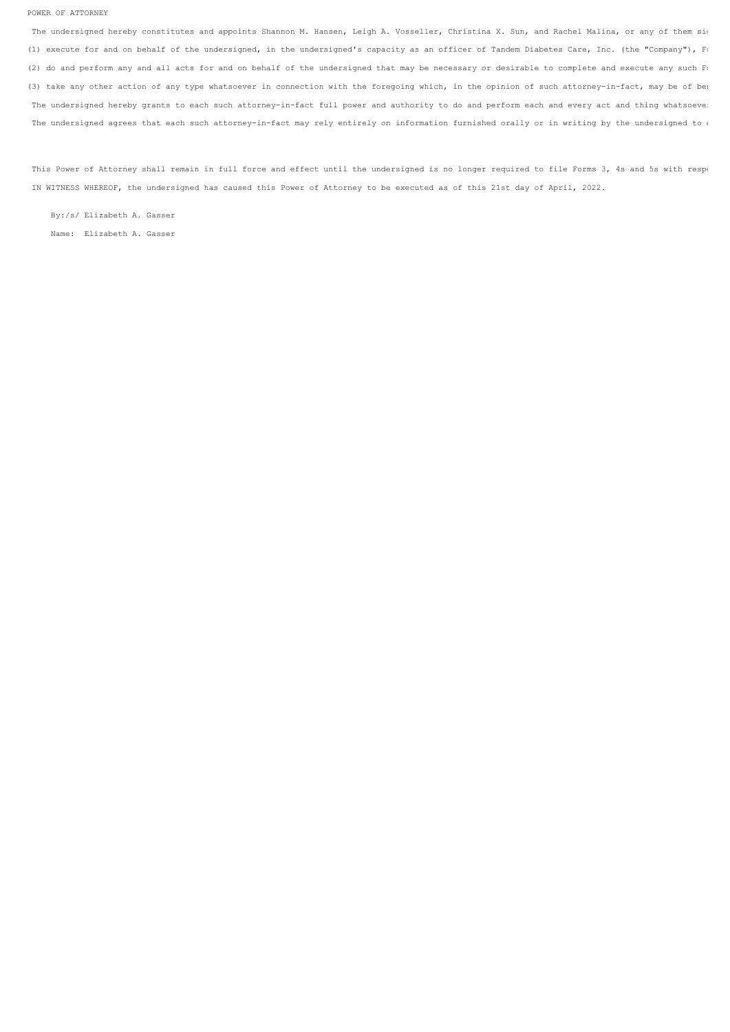POWER OF ATTORNEY

The undersigned hereby constitutes and appoints Shannon M. Hansen, Leigh A. Vosseller, Christina X. Sun, and Rachel Malina, or any of them si

(1) execute for and on behalf of the undersigned, in the undersigned's capacity as an officer of Tandem Diabetes Care, Inc. (the "Company"), F

(2) do and perform any and all acts for and on behalf of the undersigned that may be necessary or desirable to complete and execute any such F

(3) take any other action of any type whatsoever in connection with the foregoing which, in the opinion of such attorney-in-fact, may be of be

The undersigned hereby grants to each such attorney-in-fact full power and authority to do and perform each and every act and thing whatsoeve

The undersigned agrees that each such attorney-in-fact may rely entirely on information furnished orally or in writing by the undersigned to

This Power of Attorney shall remain in full force and effect until the undersigned is no longer required to file Forms 3, 4s and 5s with resp

IN WITNESS WHEREOF, the undersigned has caused this Power of Attorney to be executed as of this 21st day of April, 2022.

By:/s/ Elizabeth A. Gasser

Name: Elizabeth A. Gasser